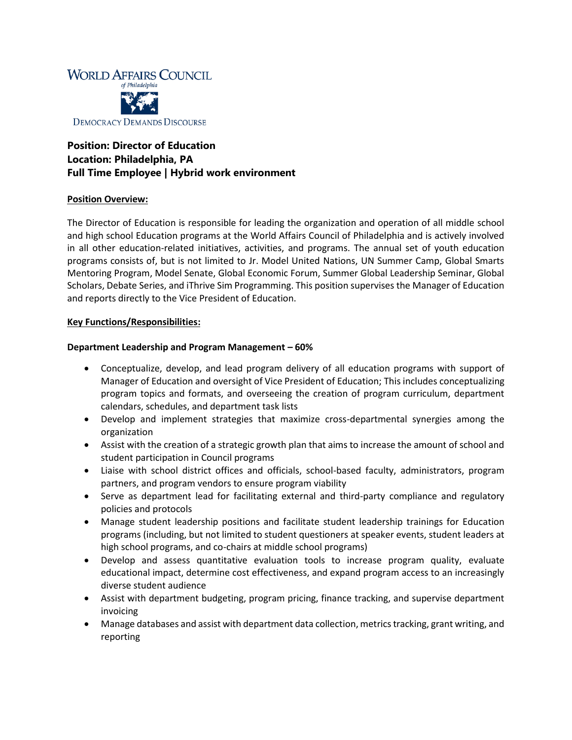WORLD AFFAIRS COUNCIL
*of Philadelphia*

DEMOCRACY DEMANDS DISCOURSE

**Position: Director of Education**
**Location: Philadelphia, PA**
**Full Time Employee | Hybrid work environment**

**Position Overview:**

The Director of Education is responsible for leading the organization and operation of all middle school and high school Education programs at the World Affairs Council of Philadelphia and is actively involved in all other education-related initiatives, activities, and programs. The annual set of youth education programs consists of, but is not limited to Jr. Model United Nations, UN Summer Camp, Global Smarts Mentoring Program, Model Senate, Global Economic Forum, Summer Global Leadership Seminar, Global Scholars, Debate Series, and iThrive Sim Programming. This position supervises the Manager of Education and reports directly to the Vice President of Education.

**Key Functions/Responsibilities:**

**Department Leadership and Program Management – 60%**

- Conceptualize, develop, and lead program delivery of all education programs with support of Manager of Education and oversight of Vice President of Education; This includes conceptualizing program topics and formats, and overseeing the creation of program curriculum, department calendars, schedules, and department task lists
- Develop and implement strategies that maximize cross-departmental synergies among the organization
- Assist with the creation of a strategic growth plan that aims to increase the amount of school and student participation in Council programs
- Liaise with school district offices and officials, school-based faculty, administrators, program partners, and program vendors to ensure program viability
- Serve as department lead for facilitating external and third-party compliance and regulatory policies and protocols
- Manage student leadership positions and facilitate student leadership trainings for Education programs (including, but not limited to student questioners at speaker events, student leaders at high school programs, and co-chairs at middle school programs)
- Develop and assess quantitative evaluation tools to increase program quality, evaluate educational impact, determine cost effectiveness, and expand program access to an increasingly diverse student audience
- Assist with department budgeting, program pricing, finance tracking, and supervise department invoicing
- Manage databases and assist with department data collection, metrics tracking, grant writing, and reporting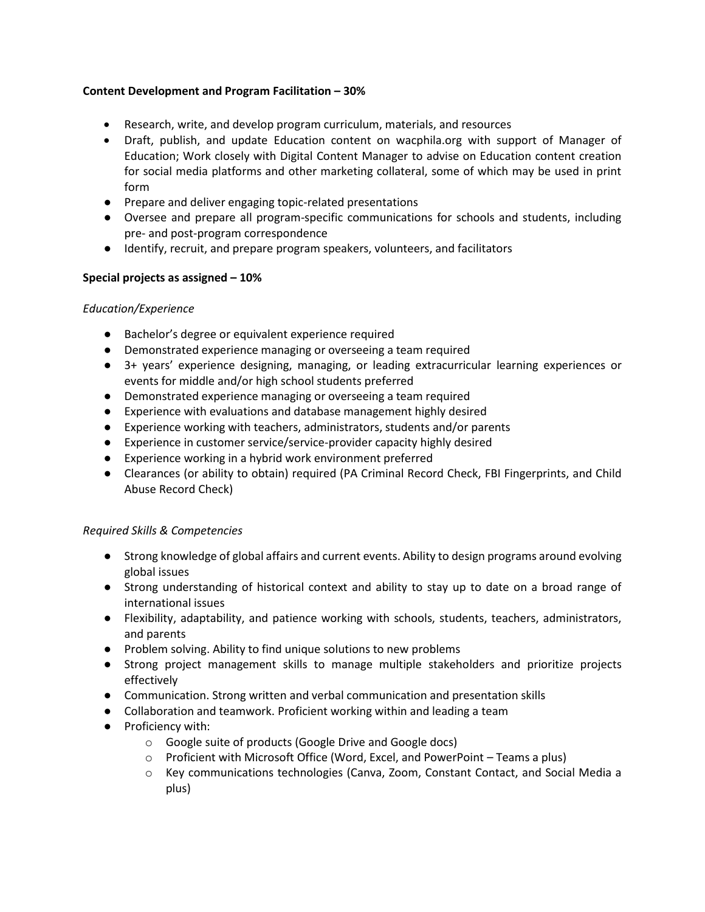**Content Development and Program Facilitation – 30%**

- Research, write, and develop program curriculum, materials, and resources
- Draft, publish, and update Education content on wacphila.org with support of Manager of Education; Work closely with Digital Content Manager to advise on Education content creation for social media platforms and other marketing collateral, some of which may be used in print form
- Prepare and deliver engaging topic-related presentations
- Oversee and prepare all program-specific communications for schools and students, including pre- and post-program correspondence
- Identify, recruit, and prepare program speakers, volunteers, and facilitators

**Special projects as assigned – 10%**

*Education/Experience*

- Bachelor's degree or equivalent experience required
- Demonstrated experience managing or overseeing a team required
- 3+ years' experience designing, managing, or leading extracurricular learning experiences or events for middle and/or high school students preferred
- Demonstrated experience managing or overseeing a team required
- Experience with evaluations and database management highly desired
- Experience working with teachers, administrators, students and/or parents
- Experience in customer service/service-provider capacity highly desired
- Experience working in a hybrid work environment preferred
- Clearances (or ability to obtain) required (PA Criminal Record Check, FBI Fingerprints, and Child Abuse Record Check)

*Required Skills & Competencies*

- Strong knowledge of global affairs and current events. Ability to design programs around evolving global issues
- Strong understanding of historical context and ability to stay up to date on a broad range of international issues
- Flexibility, adaptability, and patience working with schools, students, teachers, administrators, and parents
- Problem solving. Ability to find unique solutions to new problems
- Strong project management skills to manage multiple stakeholders and prioritize projects effectively
- Communication. Strong written and verbal communication and presentation skills
- Collaboration and teamwork. Proficient working within and leading a team
- Proficiency with:
    - Google suite of products (Google Drive and Google docs)
    - Proficient with Microsoft Office (Word, Excel, and PowerPoint – Teams a plus)
    - Key communications technologies (Canva, Zoom, Constant Contact, and Social Media a plus)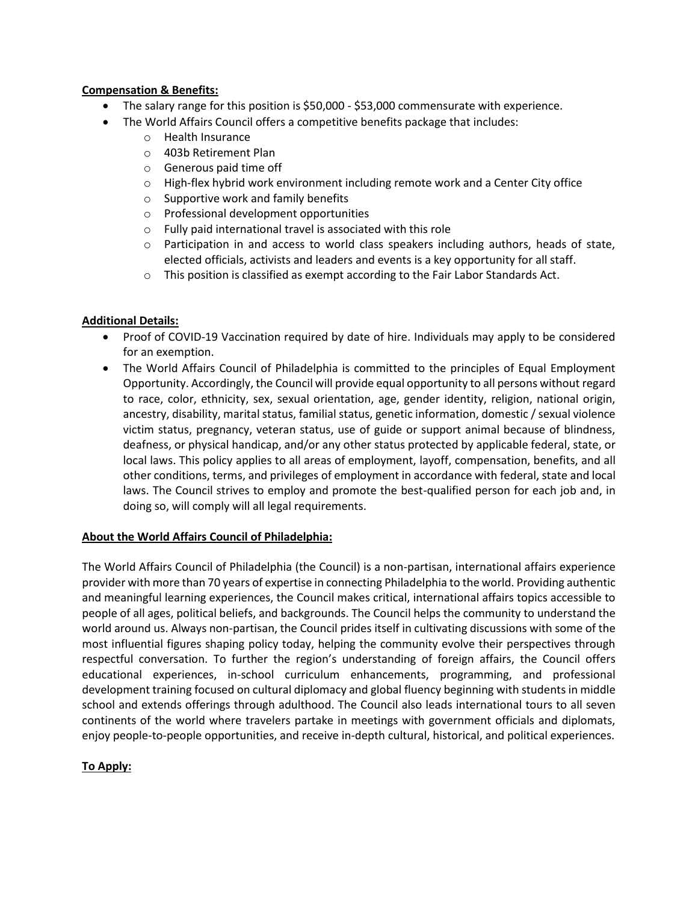**Compensation & Benefits:**

- The salary range for this position is $50,000 - $53,000 commensurate with experience.
- The World Affairs Council offers a competitive benefits package that includes:
    - Health Insurance
    - 403b Retirement Plan
    - Generous paid time off
    - High-flex hybrid work environment including remote work and a Center City office
    - Supportive work and family benefits
    - Professional development opportunities
    - Fully paid international travel is associated with this role
    - Participation in and access to world class speakers including authors, heads of state, elected officials, activists and leaders and events is a key opportunity for all staff.
    - This position is classified as exempt according to the Fair Labor Standards Act.

**Additional Details:**

- Proof of COVID-19 Vaccination required by date of hire. Individuals may apply to be considered for an exemption.
- The World Affairs Council of Philadelphia is committed to the principles of Equal Employment Opportunity. Accordingly, the Council will provide equal opportunity to all persons without regard to race, color, ethnicity, sex, sexual orientation, age, gender identity, religion, national origin, ancestry, disability, marital status, familial status, genetic information, domestic / sexual violence victim status, pregnancy, veteran status, use of guide or support animal because of blindness, deafness, or physical handicap, and/or any other status protected by applicable federal, state, or local laws. This policy applies to all areas of employment, layoff, compensation, benefits, and all other conditions, terms, and privileges of employment in accordance with federal, state and local laws. The Council strives to employ and promote the best-qualified person for each job and, in doing so, will comply will all legal requirements.

**About the World Affairs Council of Philadelphia:**

The World Affairs Council of Philadelphia (the Council) is a non-partisan, international affairs experience provider with more than 70 years of expertise in connecting Philadelphia to the world. Providing authentic and meaningful learning experiences, the Council makes critical, international affairs topics accessible to people of all ages, political beliefs, and backgrounds. The Council helps the community to understand the world around us. Always non-partisan, the Council prides itself in cultivating discussions with some of the most influential figures shaping policy today, helping the community evolve their perspectives through respectful conversation. To further the region's understanding of foreign affairs, the Council offers educational experiences, in-school curriculum enhancements, programming, and professional development training focused on cultural diplomacy and global fluency beginning with students in middle school and extends offerings through adulthood. The Council also leads international tours to all seven continents of the world where travelers partake in meetings with government officials and diplomats, enjoy people-to-people opportunities, and receive in-depth cultural, historical, and political experiences.

**To Apply:**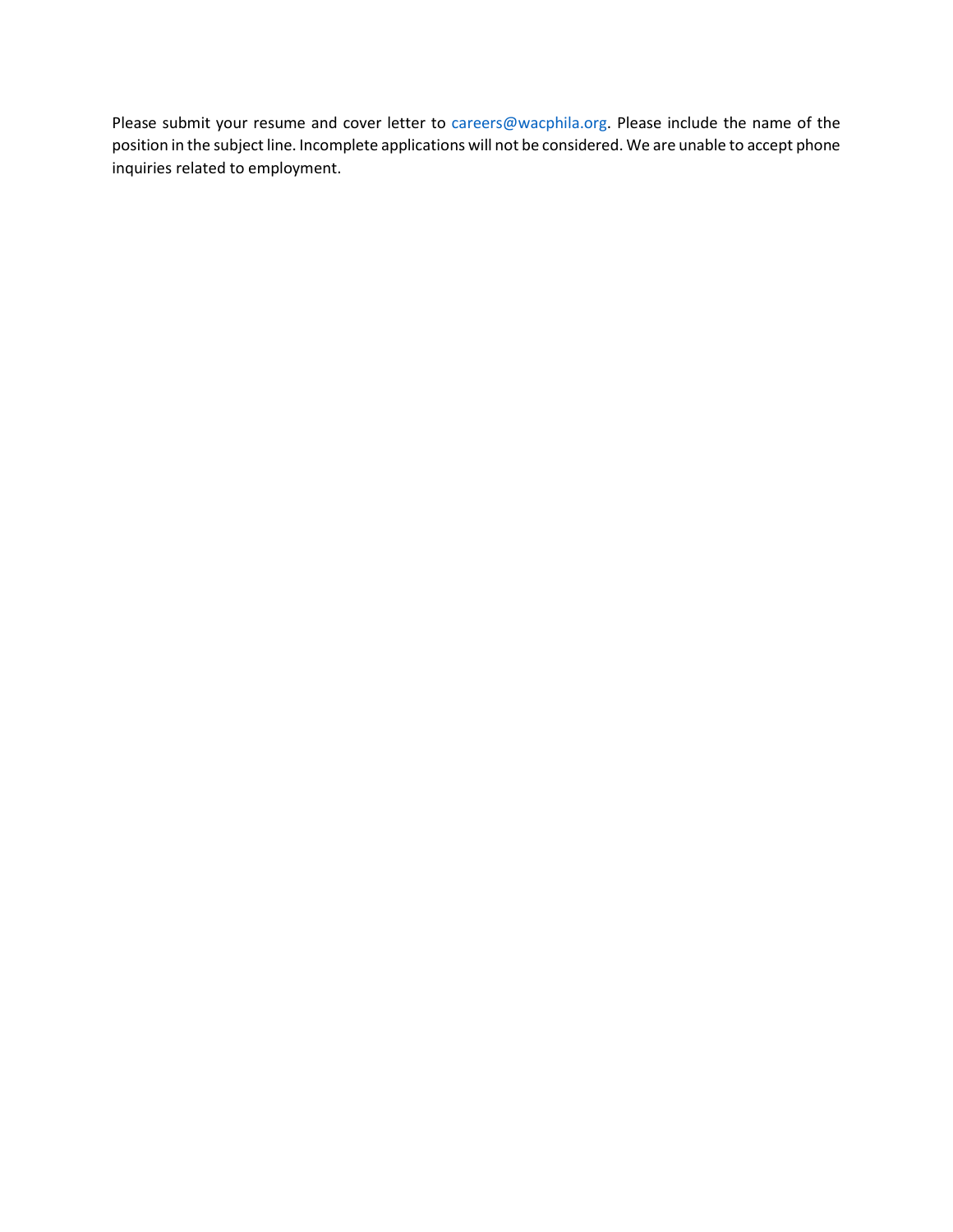Please submit your resume and cover letter to careers@wacphila.org. Please include the name of the position in the subject line. Incomplete applications will not be considered. We are unable to accept phone inquiries related to employment.